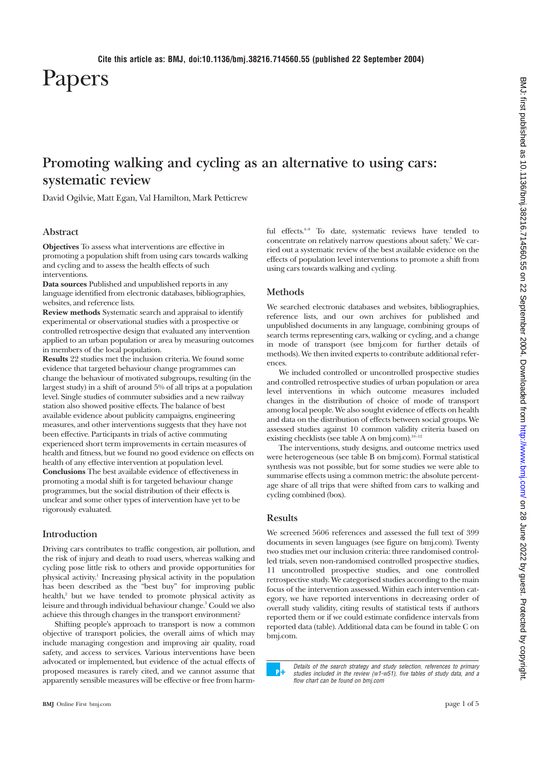Cite this article as: BMJ, doi:10.1136/bmj.38216.714560.55 (published 22 September 2004)

# Papers

## Promoting walking and cycling as an alternative to using cars: systematic review

David Ogilvie, Matt Egan, Val Hamilton, Mark Petticrew

### Abstract

**Objectives** To assess what interventions are effective in promoting a population shift from using cars towards walking and cycling and to assess the health effects of such interventions.

**Data sources** Published and unpublished reports in any language identified from electronic databases, bibliographies, websites, and reference lists.

**Review methods** Systematic search and appraisal to identify experimental or observational studies with a prospective or controlled retrospective design that evaluated any intervention applied to an urban population or area by measuring outcomes in members of the local population.

**Results** 22 studies met the inclusion criteria. We found some evidence that targeted behaviour change programmes can change the behaviour of motivated subgroups, resulting (in the largest study) in a shift of around 5% of all trips at a population level. Single studies of commuter subsidies and a new railway station also showed positive effects. The balance of best available evidence about publicity campaigns, engineering measures, and other interventions suggests that they have not been effective. Participants in trials of active commuting experienced short term improvements in certain measures of health and fitness, but we found no good evidence on effects on health of any effective intervention at population level.

**Conclusions** The best available evidence of effectiveness in promoting a modal shift is for targeted behaviour change programmes, but the social distribution of their effects is unclear and some other types of intervention have yet to be rigorously evaluated.

### Introduction

Driving cars contributes to traffic congestion, air pollution, and the risk of injury and death to road users, whereas walking and cycling pose little risk to others and provide opportunities for physical activity.[1] Increasing physical activity in the population has been described as the "best buy" for improving public health,[2] but we have tended to promote physical activity as leisure and through individual behaviour change.[3] Could we also achieve this through changes in the transport environment?

Shifting people's approach to transport is now a common objective of transport policies, the overall aims of which may include managing congestion and improving air quality, road safety, and access to services. Various interventions have been advocated or implemented, but evidence of the actual effects of proposed measures is rarely cited, and we cannot assume that apparently sensible measures will be effective or free from harmful effects.[4–8] To date, systematic reviews have tended to concentrate on relatively narrow questions about safety.[9] We carried out a systematic review of the best available evidence on the effects of population level interventions to promote a shift from using cars towards walking and cycling.

### Methods

We searched electronic databases and websites, bibliographies, reference lists, and our own archives for published and unpublished documents in any language, combining groups of search terms representing cars, walking or cycling, and a change in mode of transport (see bmj.com for further details of methods). We then invited experts to contribute additional references.

We included controlled or uncontrolled prospective studies and controlled retrospective studies of urban population or area level interventions in which outcome measures included changes in the distribution of choice of mode of transport among local people. We also sought evidence of effects on health and data on the distribution of effects between social groups. We assessed studies against 10 common validity criteria based on existing checklists (see table A on bmj.com).[10–12]

The interventions, study designs, and outcome metrics used were heterogeneous (see table B on bmj.com). Formal statistical synthesis was not possible, but for some studies we were able to summarise effects using a common metric: the absolute percentage share of all trips that were shifted from cars to walking and cycling combined (box).

### Results

We screened 5606 references and assessed the full text of 399 documents in seven languages (see figure on bmj.com). Twenty two studies met our inclusion criteria: three randomised controlled trials, seven non-randomised controlled prospective studies, 11 uncontrolled prospective studies, and one controlled retrospective study. We categorised studies according to the main focus of the intervention assessed. Within each intervention category, we have reported interventions in decreasing order of overall study validity, citing results of statistical tests if authors reported them or if we could estimate confidence intervals from reported data (table). Additional data can be found in table C on bmj.com.

*Details of the search strategy and study selection, references to primary studies included in the review (w1-w51), five tables of study data, and a flow chart can be found on bmj.com*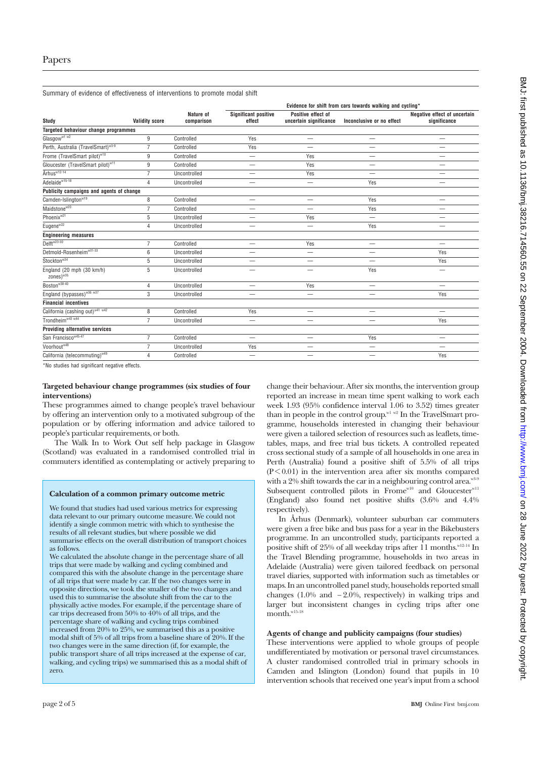Summary of evidence of effectiveness of interventions to promote modal shift

| Study | Validity score | Nature of comparison | Evidence for shift from cars towards walking and cycling*: Significant positive effect | Positive effect of uncertain significance | Inconclusive or no effect | Negative effect of uncertain significance |
|---|---|---|---|---|---|---|
| **Targeted behaviour change programmes** | | | | | | |
| Glasgow[w1 w2] | 9 | Controlled | Yes | — | — | — |
| Perth, Australia (TravelSmart)[w3-9] | 7 | Controlled | Yes | — | — | — |
| Frome (TravelSmart pilot)[w10] | 9 | Controlled | — | Yes | — | — |
| Gloucester (TravelSmart pilot)[w11] | 9 | Controlled | — | Yes | — | — |
| Århus[w12-14] | 7 | Uncontrolled | — | Yes | — | — |
| Adelaide[w15-18] | 4 | Uncontrolled | — | — | Yes | — |
| **Publicity campaigns and agents of change** | | | | | | |
| Camden-Islington[w19] | 8 | Controlled | — | — | Yes | — |
| Maidstone[w20] | 7 | Controlled | — | — | Yes | — |
| Phoenix[w21] | 5 | Uncontrolled | — | Yes | — | — |
| Eugene[w22] | 4 | Uncontrolled | — | — | Yes | — |
| **Engineering measures** | | | | | | |
| Delft[w23-30] | 7 | Controlled | — | Yes | — | — |
| Detmold-Rosenheim[w31-33] | 6 | Uncontrolled | — | — | — | Yes |
| Stockton[w34] | 5 | Uncontrolled | — | — | — | Yes |
| England (20 mph (30 km/h) zones)[w35] | 5 | Uncontrolled | — | — | Yes | — |
| Boston[w38-40] | 4 | Uncontrolled | — | Yes | — | — |
| England (bypasses)[w36 w37] | 3 | Uncontrolled | — | — | — | Yes |
| **Financial incentives** | | | | | | |
| California (cashing out)[w41 w42] | 8 | Controlled | Yes | — | — | — |
| Trondheim[w43 w44] | 7 | Uncontrolled | — | — | — | Yes |
| **Providing alternative services** | | | | | | |
| San Francisco[w45-47] | 7 | Controlled | — | — | Yes | — |
| Voorhout[w48] | 7 | Uncontrolled | Yes | — | — | — |
| California (telecommuting)[w49] | 4 | Controlled | — | — | — | Yes |

*No studies had significant negative effects.

### Targeted behaviour change programmes (six studies of four interventions)

These programmes aimed to change people's travel behaviour by offering an intervention only to a motivated subgroup of the population or by offering information and advice tailored to people's particular requirements, or both.

The Walk In to Work Out self help package in Glasgow (Scotland) was evaluated in a randomised controlled trial in commuters identified as contemplating or actively preparing to change their behaviour. After six months, the intervention group reported an increase in mean time spent walking to work each week 1.93 (95% confidence interval 1.06 to 3.52) times greater than in people in the control group.[w1 w2] In the TravelSmart programme, households interested in changing their behaviour were given a tailored selection of resources such as leaflets, timetables, maps, and free trial bus tickets. A controlled repeated cross sectional study of a sample of all households in one area in Perth (Australia) found a positive shift of 5.5% of all trips ($P<0.01$) in the intervention area after six months compared with a 2% shift towards the car in a neighbouring control area.[w3-9] Subsequent controlled pilots in Frome[w10] and Gloucester[w11] (England) also found net positive shifts (3.6% and 4.4% respectively).

In Århus (Denmark), volunteer suburban car commuters were given a free bike and bus pass for a year in the Bikebusters programme. In an uncontrolled study, participants reported a positive shift of 25% of all weekday trips after 11 months.[w12-14] In the Travel Blending programme, households in two areas in Adelaide (Australia) were given tailored feedback on personal travel diaries, supported with information such as timetables or maps. In an uncontrolled panel study, households reported small changes (1.0% and −2.0%, respectively) in walking trips and larger but inconsistent changes in cycling trips after one month.[w15-18]

### Calculation of a common primary outcome metric

We found that studies had used various metrics for expressing data relevant to our primary outcome measure. We could not identify a single common metric with which to synthesise the results of all relevant studies, but where possible we did summarise effects on the overall distribution of transport choices as follows.

We calculated the absolute change in the percentage share of all trips that were made by walking and cycling combined and compared this with the absolute change in the percentage share of all trips that were made by car. If the two changes were in opposite directions, we took the smaller of the two changes and used this to summarise the absolute shift from the car to the physically active modes. For example, if the percentage share of car trips decreased from 50% to 40% of all trips, and the percentage share of walking and cycling trips combined increased from 20% to 25%, we summarised this as a positive modal shift of 5% of all trips from a baseline share of 20%. If the two changes were in the same direction (if, for example, the public transport share of all trips increased at the expense of car, walking, and cycling trips) we summarised this as a modal shift of zero.

### Agents of change and publicity campaigns (four studies)

These interventions were applied to whole groups of people undifferentiated by motivation or personal travel circumstances. A cluster randomised controlled trial in primary schools in Camden and Islington (London) found that pupils in 10 intervention schools that received one year's input from a school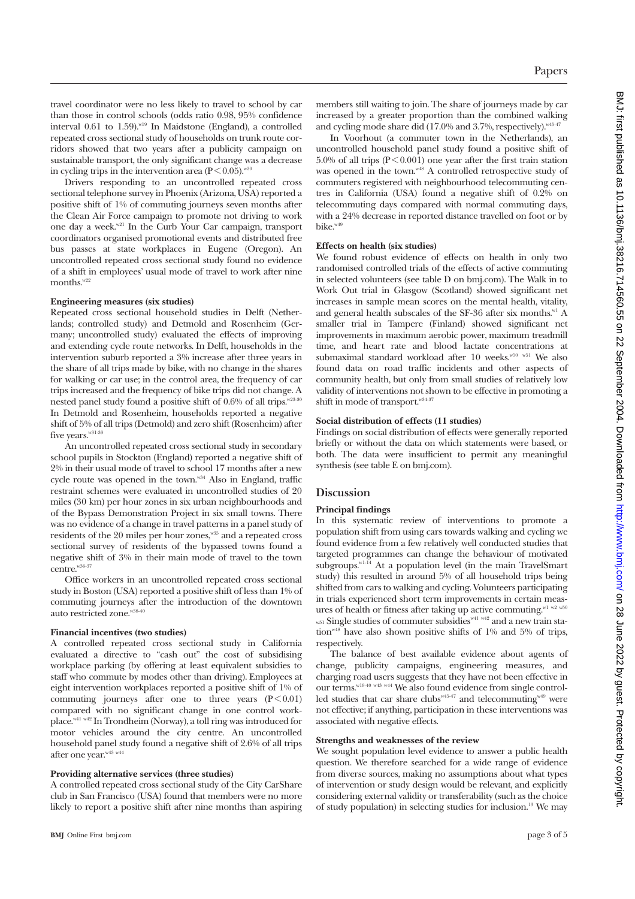travel coordinator were no less likely to travel to school by car than those in control schools (odds ratio 0.98, 95% confidence interval 0.61 to 1.59).[w19] In Maidstone (England), a controlled repeated cross sectional study of households on trunk route corridors showed that two years after a publicity campaign on sustainable transport, the only significant change was a decrease in cycling trips in the intervention area ($P < 0.05$).[w20]

Drivers responding to an uncontrolled repeated cross sectional telephone survey in Phoenix (Arizona, USA) reported a positive shift of 1% of commuting journeys seven months after the Clean Air Force campaign to promote not driving to work one day a week.[w21] In the Curb Your Car campaign, transport coordinators organised promotional events and distributed free bus passes at state workplaces in Eugene (Oregon). An uncontrolled repeated cross sectional study found no evidence of a shift in employees' usual mode of travel to work after nine months.[w22]

#### Engineering measures (six studies)

Repeated cross sectional household studies in Delft (Netherlands; controlled study) and Detmold and Rosenheim (Germany; uncontrolled study) evaluated the effects of improving and extending cycle route networks. In Delft, households in the intervention suburb reported a 3% increase after three years in the share of all trips made by bike, with no change in the shares for walking or car use; in the control area, the frequency of car trips increased and the frequency of bike trips did not change. A nested panel study found a positive shift of 0.6% of all trips.[w23-30] In Detmold and Rosenheim, households reported a negative shift of 5% of all trips (Detmold) and zero shift (Rosenheim) after five years.[w31-33]

An uncontrolled repeated cross sectional study in secondary school pupils in Stockton (England) reported a negative shift of 2% in their usual mode of travel to school 17 months after a new cycle route was opened in the town.[w34] Also in England, traffic restraint schemes were evaluated in uncontrolled studies of 20 miles (30 km) per hour zones in six urban neighbourhoods and of the Bypass Demonstration Project in six small towns. There was no evidence of a change in travel patterns in a panel study of residents of the 20 miles per hour zones,[w35] and a repeated cross sectional survey of residents of the bypassed towns found a negative shift of 3% in their main mode of travel to the town centre.[w36-37]

Office workers in an uncontrolled repeated cross sectional study in Boston (USA) reported a positive shift of less than 1% of commuting journeys after the introduction of the downtown auto restricted zone.[w38-40]

#### Financial incentives (two studies)

A controlled repeated cross sectional study in California evaluated a directive to "cash out" the cost of subsidising workplace parking (by offering at least equivalent subsidies to staff who commute by modes other than driving). Employees at eight intervention workplaces reported a positive shift of 1% of commuting journeys after one to three years ($P < 0.01$) compared with no significant change in one control workplace.[w41 w42] In Trondheim (Norway), a toll ring was introduced for motor vehicles around the city centre. An uncontrolled household panel study found a negative shift of 2.6% of all trips after one year.[w43 w44]

#### Providing alternative services (three studies)

A controlled repeated cross sectional study of the City CarShare club in San Francisco (USA) found that members were no more likely to report a positive shift after nine months than aspiring members still waiting to join. The share of journeys made by car increased by a greater proportion than the combined walking and cycling mode share did (17.0% and 3.7%, respectively).[w45-47]

In Voorhout (a commuter town in the Netherlands), an uncontrolled household panel study found a positive shift of 5.0% of all trips ($P < 0.001$) one year after the first train station was opened in the town.[w48] A controlled retrospective study of commuters registered with neighbourhood telecommuting centres in California (USA) found a negative shift of 0.2% on telecommuting days compared with normal commuting days, with a 24% decrease in reported distance travelled on foot or by bike.[w49]

#### Effects on health (six studies)

We found robust evidence of effects on health in only two randomised controlled trials of the effects of active commuting in selected volunteers (see table D on bmj.com). The Walk in to Work Out trial in Glasgow (Scotland) showed significant net increases in sample mean scores on the mental health, vitality, and general health subscales of the SF-36 after six months.[w1] A smaller trial in Tampere (Finland) showed significant net improvements in maximum aerobic power, maximum treadmill time, and heart rate and blood lactate concentrations at submaximal standard workload after 10 weeks.[w50 w51] We also found data on road traffic incidents and other aspects of community health, but only from small studies of relatively low validity of interventions not shown to be effective in promoting a shift in mode of transport.[w34-37]

#### Social distribution of effects (11 studies)

Findings on social distribution of effects were generally reported briefly or without the data on which statements were based, or both. The data were insufficient to permit any meaningful synthesis (see table E on bmj.com).

## Discussion

#### Principal findings

In this systematic review of interventions to promote a population shift from using cars towards walking and cycling we found evidence from a few relatively well conducted studies that targeted programmes can change the behaviour of motivated subgroups.[w1-14] At a population level (in the main TravelSmart study) this resulted in around 5% of all household trips being shifted from cars to walking and cycling. Volunteers participating in trials experienced short term improvements in certain measures of health or fitness after taking up active commuting.[w1 w2 w50 w51] Single studies of commuter subsidies[w41 w42] and a new train station[w48] have also shown positive shifts of 1% and 5% of trips, respectively.

The balance of best available evidence about agents of change, publicity campaigns, engineering measures, and charging road users suggests that they have not been effective in our terms.[w19-40 w43 w44] We also found evidence from single controlled studies that car share clubs[w45-47] and telecommuting[w49] were not effective; if anything, participation in these interventions was associated with negative effects.

#### Strengths and weaknesses of the review

We sought population level evidence to answer a public health question. We therefore searched for a wide range of evidence from diverse sources, making no assumptions about what types of intervention or study design would be relevant, and explicitly considering external validity or transferability (such as the choice of study population) in selecting studies for inclusion.[13] We may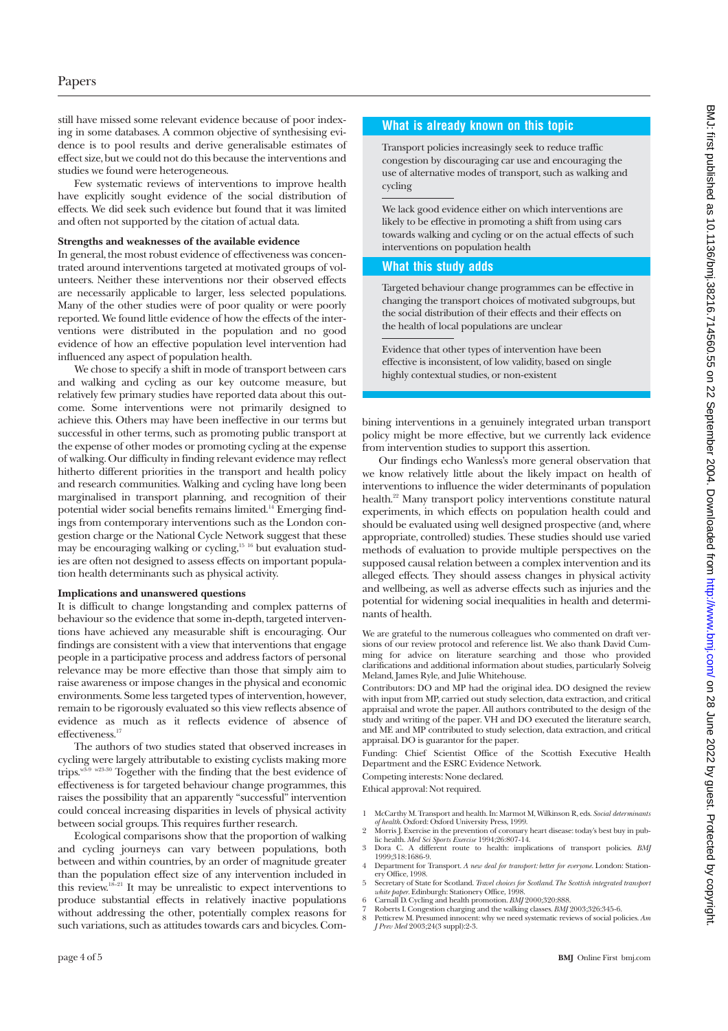still have missed some relevant evidence because of poor indexing in some databases. A common objective of synthesising evidence is to pool results and derive generalisable estimates of effect size, but we could not do this because the interventions and studies we found were heterogeneous.

Few systematic reviews of interventions to improve health have explicitly sought evidence of the social distribution of effects. We did seek such evidence but found that it was limited and often not supported by the citation of actual data.

### Strengths and weaknesses of the available evidence

In general, the most robust evidence of effectiveness was concentrated around interventions targeted at motivated groups of volunteers. Neither these interventions nor their observed effects are necessarily applicable to larger, less selected populations. Many of the other studies were of poor quality or were poorly reported. We found little evidence of how the effects of the interventions were distributed in the population and no good evidence of how an effective population level intervention had influenced any aspect of population health.

We chose to specify a shift in mode of transport between cars and walking and cycling as our key outcome measure, but relatively few primary studies have reported data about this outcome. Some interventions were not primarily designed to achieve this. Others may have been ineffective in our terms but successful in other terms, such as promoting public transport at the expense of other modes or promoting cycling at the expense of walking. Our difficulty in finding relevant evidence may reflect hitherto different priorities in the transport and health policy and research communities. Walking and cycling have long been marginalised in transport planning, and recognition of their potential wider social benefits remains limited.[14] Emerging findings from contemporary interventions such as the London congestion charge or the National Cycle Network suggest that these may be encouraging walking or cycling,[15 16] but evaluation studies are often not designed to assess effects on important population health determinants such as physical activity.

### Implications and unanswered questions

It is difficult to change longstanding and complex patterns of behaviour so the evidence that some in-depth, targeted interventions have achieved any measurable shift is encouraging. Our findings are consistent with a view that interventions that engage people in a participative process and address factors of personal relevance may be more effective than those that simply aim to raise awareness or impose changes in the physical and economic environments. Some less targeted types of intervention, however, remain to be rigorously evaluated so this view reflects absence of evidence as much as it reflects evidence of absence of effectiveness.[17]

The authors of two studies stated that observed increases in cycling were largely attributable to existing cyclists making more trips.[w3-9 w23-30] Together with the finding that the best evidence of effectiveness is for targeted behaviour change programmes, this raises the possibility that an apparently "successful" intervention could conceal increasing disparities in levels of physical activity between social groups. This requires further research.

Ecological comparisons show that the proportion of walking and cycling journeys can vary between populations, both between and within countries, by an order of magnitude greater than the population effect size of any intervention included in this review.[18-21] It may be unrealistic to expect interventions to produce substantial effects in relatively inactive populations without addressing the other, potentially complex reasons for such variations, such as attitudes towards cars and bicycles. Combining interventions in a genuinely integrated urban transport policy might be more effective, but we currently lack evidence from intervention studies to support this assertion.

Our findings echo Wanless's more general observation that we know relatively little about the likely impact on health of interventions to influence the wider determinants of population health.[22] Many transport policy interventions constitute natural experiments, in which effects on population health could and should be evaluated using well designed prospective (and, where appropriate, controlled) studies. These studies should use varied methods of evaluation to provide multiple perspectives on the supposed causal relation between a complex intervention and its alleged effects. They should assess changes in physical activity and wellbeing, as well as adverse effects such as injuries and the potential for widening social inequalities in health and determinants of health.

## What is already known on this topic

Transport policies increasingly seek to reduce traffic congestion by discouraging car use and encouraging the use of alternative modes of transport, such as walking and cycling

We lack good evidence either on which interventions are likely to be effective in promoting a shift from using cars towards walking and cycling or on the actual effects of such interventions on population health

## What this study adds

Targeted behaviour change programmes can be effective in changing the transport choices of motivated subgroups, but the social distribution of their effects and their effects on the health of local populations are unclear

Evidence that other types of intervention have been effective is inconsistent, of low validity, based on single highly contextual studies, or non-existent

We are grateful to the numerous colleagues who commented on draft versions of our review protocol and reference list. We also thank David Cumming for advice on literature searching and those who provided clarifications and additional information about studies, particularly Solveig Meland, James Ryle, and Julie Whitehouse.

Contributors: DO and MP had the original idea. DO designed the review with input from MP, carried out study selection, data extraction, and critical appraisal and wrote the paper. All authors contributed to the design of the study and writing of the paper. VH and DO executed the literature search, and ME and MP contributed to study selection, data extraction, and critical appraisal. DO is guarantor for the paper.

Funding: Chief Scientist Office of the Scottish Executive Health Department and the ESRC Evidence Network.

Competing interests: None declared.

Ethical approval: Not required.

1. McCarthy M. Transport and health. In: Marmot M, Wilkinson R, eds. *Social determinants of health*. Oxford: Oxford University Press, 1999.
2. Morris J. Exercise in the prevention of coronary heart disease: today's best buy in public health. *Med Sci Sports Exercise* 1994;26:807-14.
3. Dora C. A different route to health: implications of transport policies. *BMJ* 1999;318:1686-9.
4. Department for Transport. *A new deal for transport: better for everyone*. London: Stationery Office, 1998.
5. Secretary of State for Scotland. *Travel choices for Scotland. The Scottish integrated transport white paper*. Edinburgh: Stationery Office, 1998.
6. Carnall D. Cycling and health promotion. *BMJ* 2000;320:888.
7. Roberts I. Congestion charging and the walking classes. *BMJ* 2003;326:345-6.
8. Petticrew M. Presumed innocent: why we need systematic reviews of social policies. *Am J Prev Med* 2003;24(3 suppl):2-3.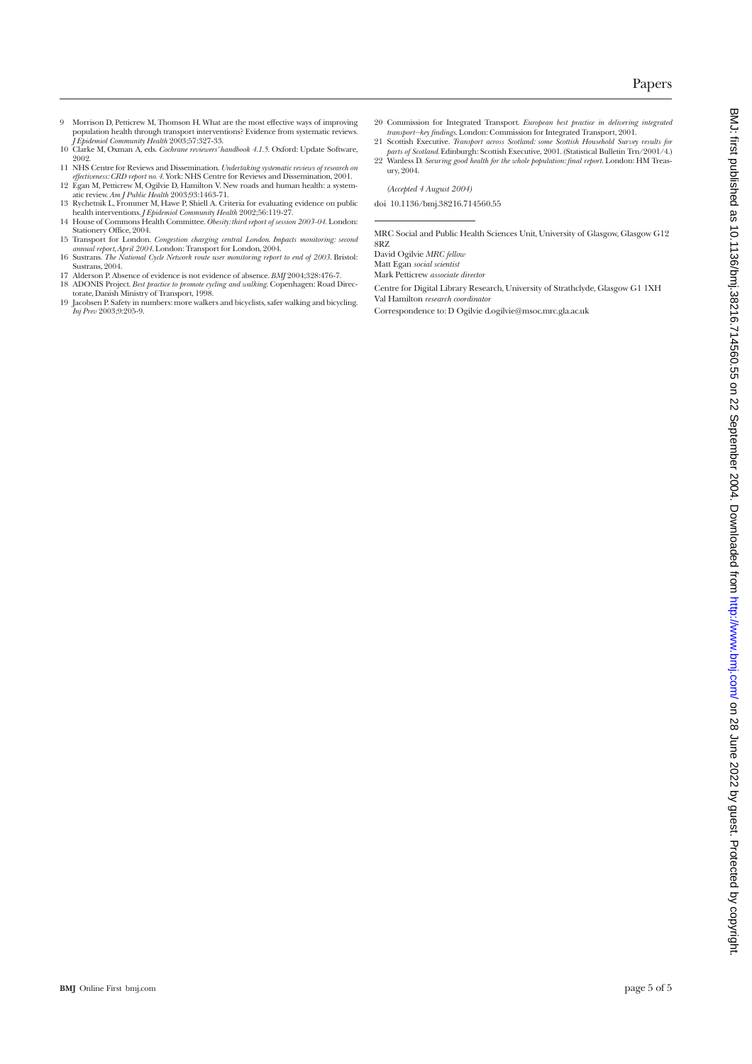9 Morrison D, Petticrew M, Thomson H. What are the most effective ways of improving population health through transport interventions? Evidence from systematic reviews. *J Epidemiol Community Health* 2003;57:327-33.

10 Clarke M, Oxman A, eds. *Cochrane reviewers' handbook 4.1.5.* Oxford: Update Software, 2002.

11 NHS Centre for Reviews and Dissemination. *Undertaking systematic reviews of research on effectiveness: CRD report no. 4.* York: NHS Centre for Reviews and Dissemination, 2001.

12 Egan M, Petticrew M, Ogilvie D, Hamilton V. New roads and human health: a systematic review. *Am J Public Health* 2003;93:1463-71.

13 Rychetnik L, Frommer M, Hawe P, Shiell A. Criteria for evaluating evidence on public health interventions. *J Epidemiol Community Health* 2002;56:119-27.

14 House of Commons Health Committee. *Obesity: third report of session 2003-04.* London: Stationery Office, 2004.

15 Transport for London. *Congestion charging central London. Impacts monitoring: second annual report, April 2004.* London: Transport for London, 2004.

16 Sustrans. *The National Cycle Network route user monitoring report to end of 2003.* Bristol: Sustrans, 2004.

17 Alderson P. Absence of evidence is not evidence of absence. *BMJ* 2004;328:476-7.

18 ADONIS Project. *Best practice to promote cycling and walking.* Copenhagen: Road Directorate, Danish Ministry of Transport, 1998.

19 Jacobsen P. Safety in numbers: more walkers and bicyclists, safer walking and bicycling. *Inj Prev* 2003;9:205-9.

20 Commission for Integrated Transport. *European best practice in delivering integrated transport—key findings.* London: Commission for Integrated Transport, 2001.

21 Scottish Executive. *Transport across Scotland: some Scottish Household Survey results for parts of Scotland.* Edinburgh: Scottish Executive, 2001. (Statistical Bulletin Trn/2001/4.)

22 Wanless D. *Securing good health for the whole population: final report.* London: HM Treasury, 2004.

*(Accepted 4 August 2004)*

doi 10.1136/bmj.38216.714560.55

---

MRC Social and Public Health Sciences Unit, University of Glasgow, Glasgow G12 8RZ

David Ogilvie *MRC fellow*

Matt Egan *social scientist*

Mark Petticrew *associate director*

Centre for Digital Library Research, University of Strathclyde, Glasgow G1 1XH

Val Hamilton *research coordinator*

Correspondence to: D Ogilvie d.ogilvie@msoc.mrc.gla.ac.uk